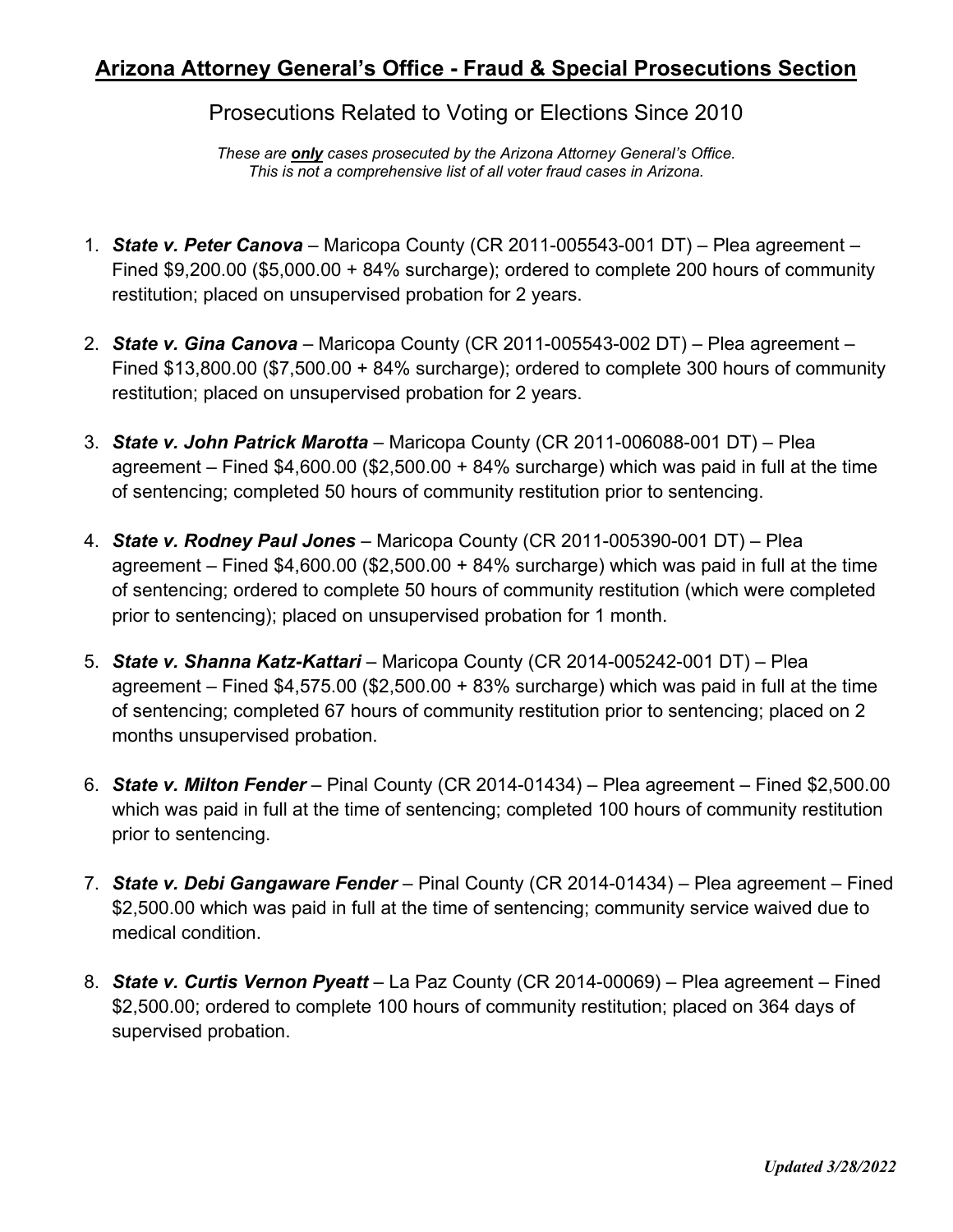# Arizona Attorney General's Office - Fraud & Special Prosecutions Section

## Prosecutions Related to Voting or Elections Since 2010

*These are **only** cases prosecuted by the Arizona Attorney General's Office. This is not a comprehensive list of all voter fraud cases in Arizona.*

1. ***State v. Peter Canova*** – Maricopa County (CR 2011-005543-001 DT) – Plea agreement – Fined $9,200.00 ($5,000.00 + 84% surcharge); ordered to complete 200 hours of community restitution; placed on unsupervised probation for 2 years.

2. ***State v. Gina Canova*** – Maricopa County (CR 2011-005543-002 DT) – Plea agreement – Fined $13,800.00 ($7,500.00 + 84% surcharge); ordered to complete 300 hours of community restitution; placed on unsupervised probation for 2 years.

3. ***State v. John Patrick Marotta*** – Maricopa County (CR 2011-006088-001 DT) – Plea agreement – Fined $4,600.00 ($2,500.00 + 84% surcharge) which was paid in full at the time of sentencing; completed 50 hours of community restitution prior to sentencing.

4. ***State v. Rodney Paul Jones*** – Maricopa County (CR 2011-005390-001 DT) – Plea agreement – Fined $4,600.00 ($2,500.00 + 84% surcharge) which was paid in full at the time of sentencing; ordered to complete 50 hours of community restitution (which were completed prior to sentencing); placed on unsupervised probation for 1 month.

5. ***State v. Shanna Katz-Kattari*** – Maricopa County (CR 2014-005242-001 DT) – Plea agreement – Fined $4,575.00 ($2,500.00 + 83% surcharge) which was paid in full at the time of sentencing; completed 67 hours of community restitution prior to sentencing; placed on 2 months unsupervised probation.

6. ***State v. Milton Fender*** – Pinal County (CR 2014-01434) – Plea agreement – Fined $2,500.00 which was paid in full at the time of sentencing; completed 100 hours of community restitution prior to sentencing.

7. ***State v. Debi Gangaware Fender*** – Pinal County (CR 2014-01434) – Plea agreement – Fined $2,500.00 which was paid in full at the time of sentencing; community service waived due to medical condition.

8. ***State v. Curtis Vernon Pyeatt*** – La Paz County (CR 2014-00069) – Plea agreement – Fined $2,500.00; ordered to complete 100 hours of community restitution; placed on 364 days of supervised probation.

***Updated 3/28/2022***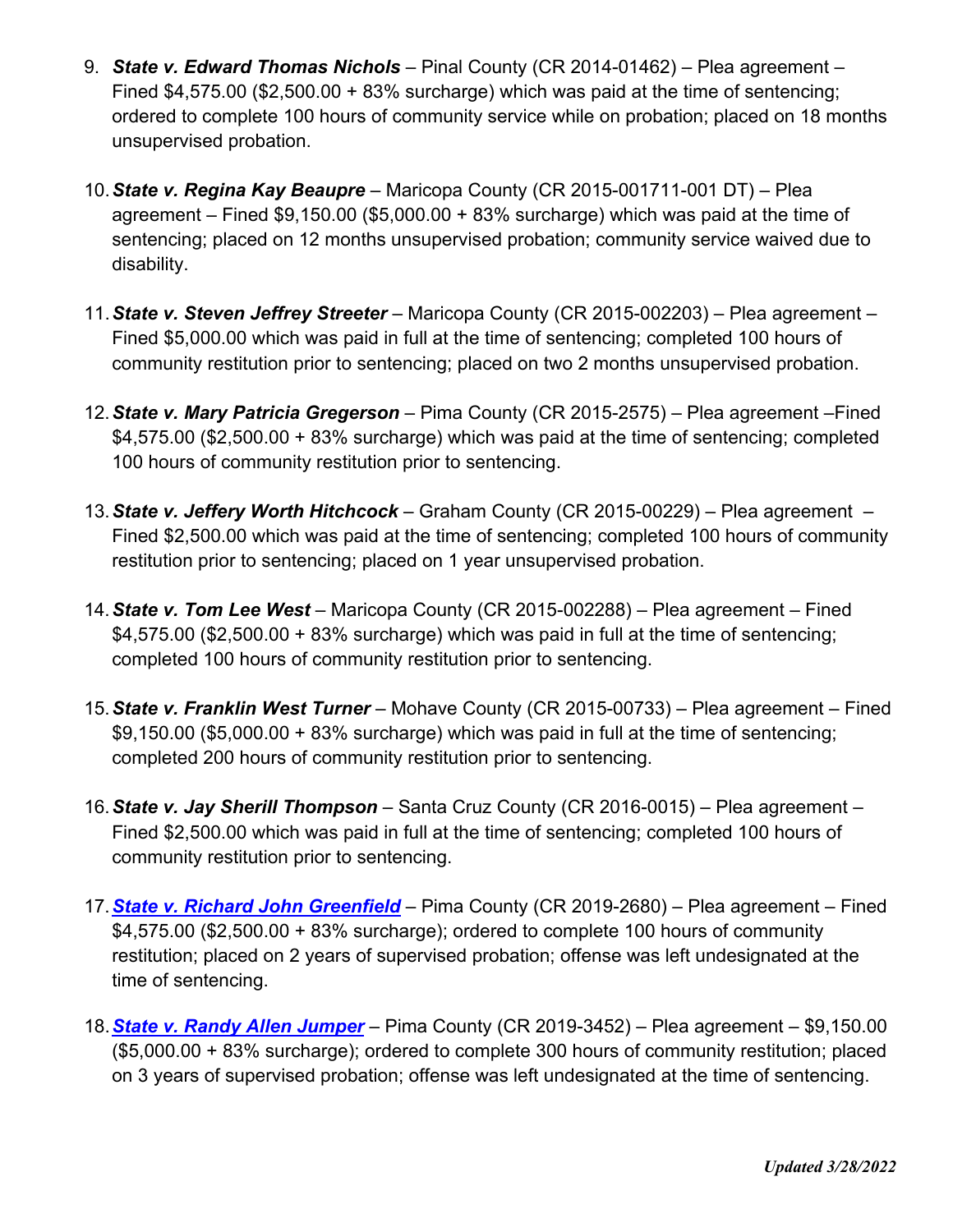9. ***State v. Edward Thomas Nichols*** – Pinal County (CR 2014-01462) – Plea agreement – Fined $4,575.00 ($2,500.00 + 83% surcharge) which was paid at the time of sentencing; ordered to complete 100 hours of community service while on probation; placed on 18 months unsupervised probation.

10. ***State v. Regina Kay Beaupre*** – Maricopa County (CR 2015-001711-001 DT) – Plea agreement – Fined $9,150.00 ($5,000.00 + 83% surcharge) which was paid at the time of sentencing; placed on 12 months unsupervised probation; community service waived due to disability.

11. ***State v. Steven Jeffrey Streeter*** – Maricopa County (CR 2015-002203) – Plea agreement – Fined $5,000.00 which was paid in full at the time of sentencing; completed 100 hours of community restitution prior to sentencing; placed on two 2 months unsupervised probation.

12. ***State v. Mary Patricia Gregerson*** – Pima County (CR 2015-2575) – Plea agreement –Fined $4,575.00 ($2,500.00 + 83% surcharge) which was paid at the time of sentencing; completed 100 hours of community restitution prior to sentencing.

13. ***State v. Jeffery Worth Hitchcock*** – Graham County (CR 2015-00229) – Plea agreement – Fined $2,500.00 which was paid at the time of sentencing; completed 100 hours of community restitution prior to sentencing; placed on 1 year unsupervised probation.

14. ***State v. Tom Lee West*** – Maricopa County (CR 2015-002288) – Plea agreement – Fined $4,575.00 ($2,500.00 + 83% surcharge) which was paid in full at the time of sentencing; completed 100 hours of community restitution prior to sentencing.

15. ***State v. Franklin West Turner*** – Mohave County (CR 2015-00733) – Plea agreement – Fined $9,150.00 ($5,000.00 + 83% surcharge) which was paid in full at the time of sentencing; completed 200 hours of community restitution prior to sentencing.

16. ***State v. Jay Sherill Thompson*** – Santa Cruz County (CR 2016-0015) – Plea agreement – Fined $2,500.00 which was paid in full at the time of sentencing; completed 100 hours of community restitution prior to sentencing.

17. ***State v. Richard John Greenfield*** – Pima County (CR 2019-2680) – Plea agreement – Fined $4,575.00 ($2,500.00 + 83% surcharge); ordered to complete 100 hours of community restitution; placed on 2 years of supervised probation; offense was left undesignated at the time of sentencing.

18. ***State v. Randy Allen Jumper*** – Pima County (CR 2019-3452) – Plea agreement – $9,150.00 ($5,000.00 + 83% surcharge); ordered to complete 300 hours of community restitution; placed on 3 years of supervised probation; offense was left undesignated at the time of sentencing.

*Updated 3/28/2022*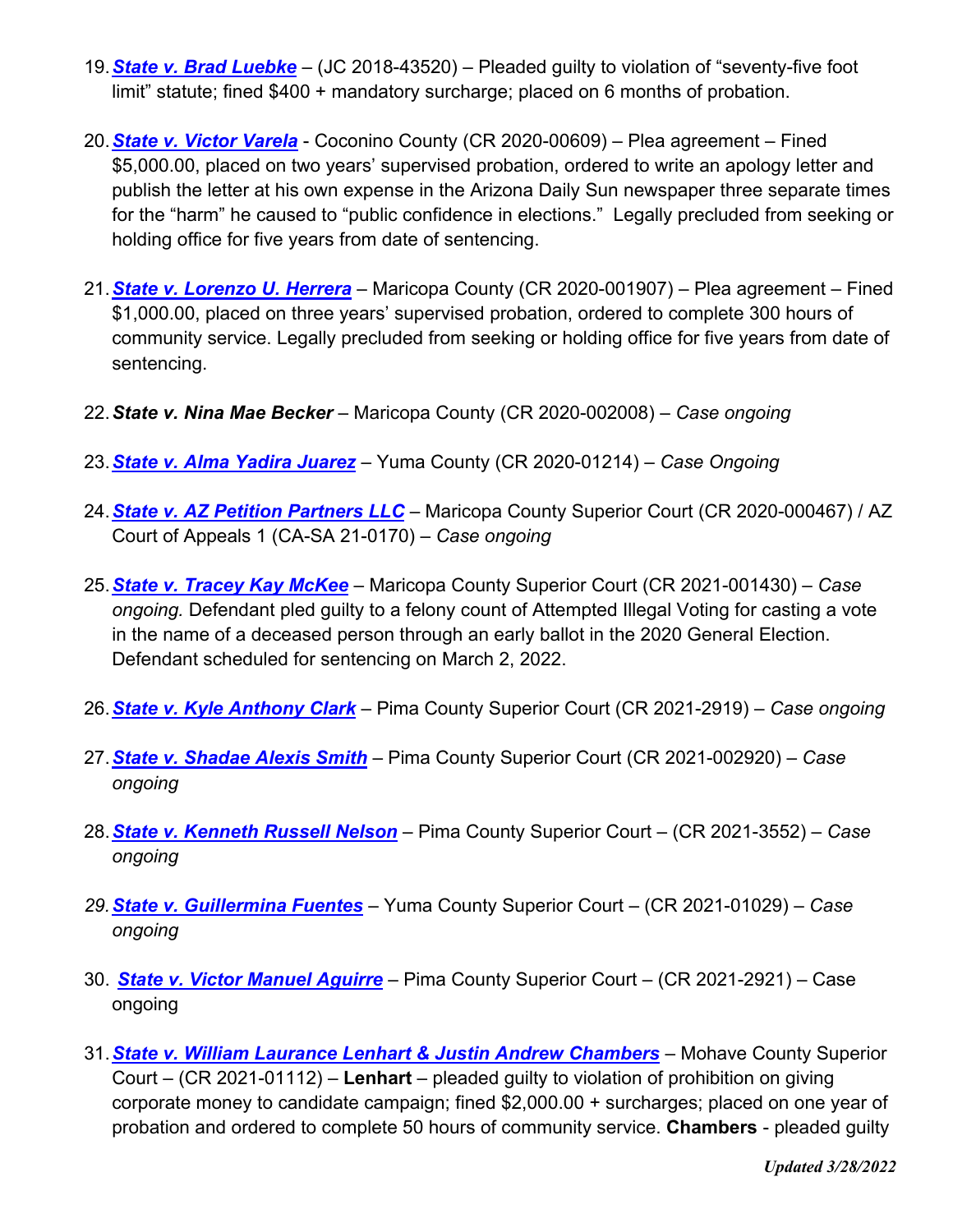19. ***State v. Brad Luebke*** – (JC 2018-43520) – Pleaded guilty to violation of "seventy-five foot limit" statute; fined $400 + mandatory surcharge; placed on 6 months of probation.

20. ***State v. Victor Varela*** - Coconino County (CR 2020-00609) – Plea agreement – Fined $5,000.00, placed on two years' supervised probation, ordered to write an apology letter and publish the letter at his own expense in the Arizona Daily Sun newspaper three separate times for the "harm" he caused to "public confidence in elections." Legally precluded from seeking or holding office for five years from date of sentencing.

21. ***State v. Lorenzo U. Herrera*** – Maricopa County (CR 2020-001907) – Plea agreement – Fined $1,000.00, placed on three years' supervised probation, ordered to complete 300 hours of community service. Legally precluded from seeking or holding office for five years from date of sentencing.

22. ***State v. Nina Mae Becker*** – Maricopa County (CR 2020-002008) – *Case ongoing*

23. ***State v. Alma Yadira Juarez*** – Yuma County (CR 2020-01214) – *Case Ongoing*

24. ***State v. AZ Petition Partners LLC*** – Maricopa County Superior Court (CR 2020-000467) / AZ Court of Appeals 1 (CA-SA 21-0170) – *Case ongoing*

25. ***State v. Tracey Kay McKee*** – Maricopa County Superior Court (CR 2021-001430) – *Case ongoing.* Defendant pled guilty to a felony count of Attempted Illegal Voting for casting a vote in the name of a deceased person through an early ballot in the 2020 General Election. Defendant scheduled for sentencing on March 2, 2022.

26. ***State v. Kyle Anthony Clark*** – Pima County Superior Court (CR 2021-2919) – *Case ongoing*

27. ***State v. Shadae Alexis Smith*** – Pima County Superior Court (CR 2021-002920) – *Case ongoing*

28. ***State v. Kenneth Russell Nelson*** – Pima County Superior Court – (CR 2021-3552) – *Case ongoing*

29. ***State v. Guillermina Fuentes*** – Yuma County Superior Court – (CR 2021-01029) – *Case ongoing*

30. ***State v. Victor Manuel Aguirre*** – Pima County Superior Court – (CR 2021-2921) – Case ongoing

31. ***State v. William Laurance Lenhart & Justin Andrew Chambers*** – Mohave County Superior Court – (CR 2021-01112) – **Lenhart** – pleaded guilty to violation of prohibition on giving corporate money to candidate campaign; fined $2,000.00 + surcharges; placed on one year of probation and ordered to complete 50 hours of community service. **Chambers** - pleaded guilty

*Updated 3/28/2022*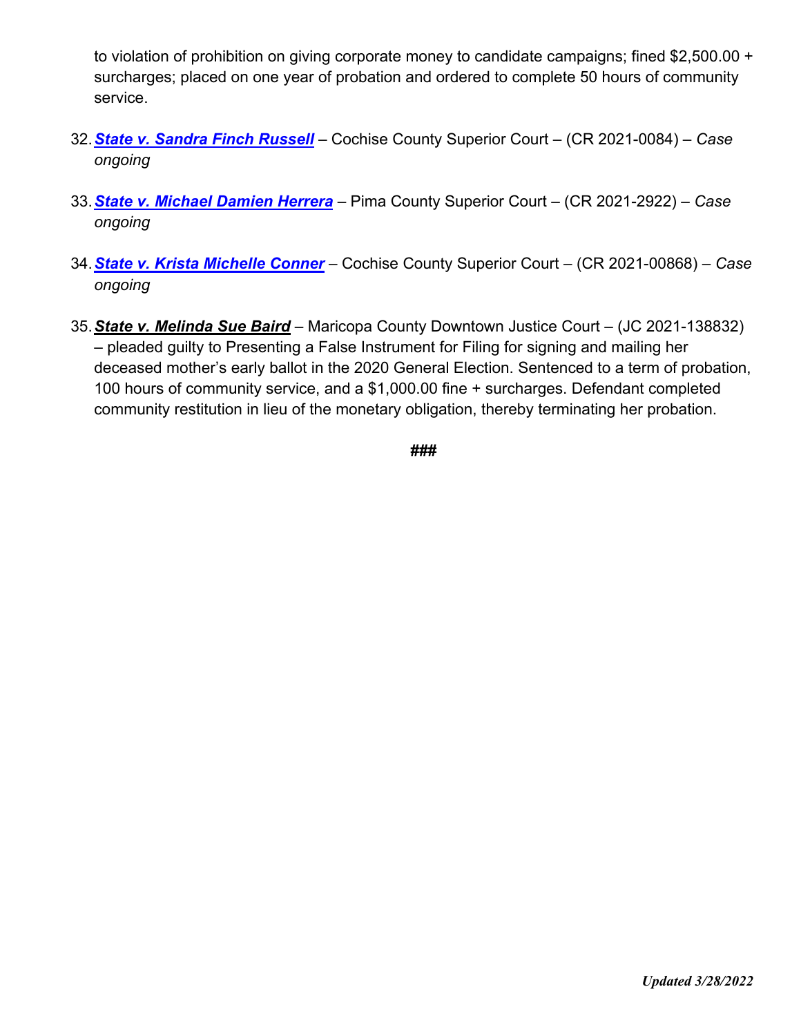to violation of prohibition on giving corporate money to candidate campaigns; fined $2,500.00 + surcharges; placed on one year of probation and ordered to complete 50 hours of community service.

32. ***State v. Sandra Finch Russell*** – Cochise County Superior Court – (CR 2021-0084) – *Case ongoing*

33. ***State v. Michael Damien Herrera*** – Pima County Superior Court – (CR 2021-2922) – *Case ongoing*

34. ***State v. Krista Michelle Conner*** – Cochise County Superior Court – (CR 2021-00868) – *Case ongoing*

35. ***State v. Melinda Sue Baird*** – Maricopa County Downtown Justice Court – (JC 2021-138832) – pleaded guilty to Presenting a False Instrument for Filing for signing and mailing her deceased mother's early ballot in the 2020 General Election. Sentenced to a term of probation, 100 hours of community service, and a $1,000.00 fine + surcharges. Defendant completed community restitution in lieu of the monetary obligation, thereby terminating her probation.

**###**

***Updated 3/28/2022***